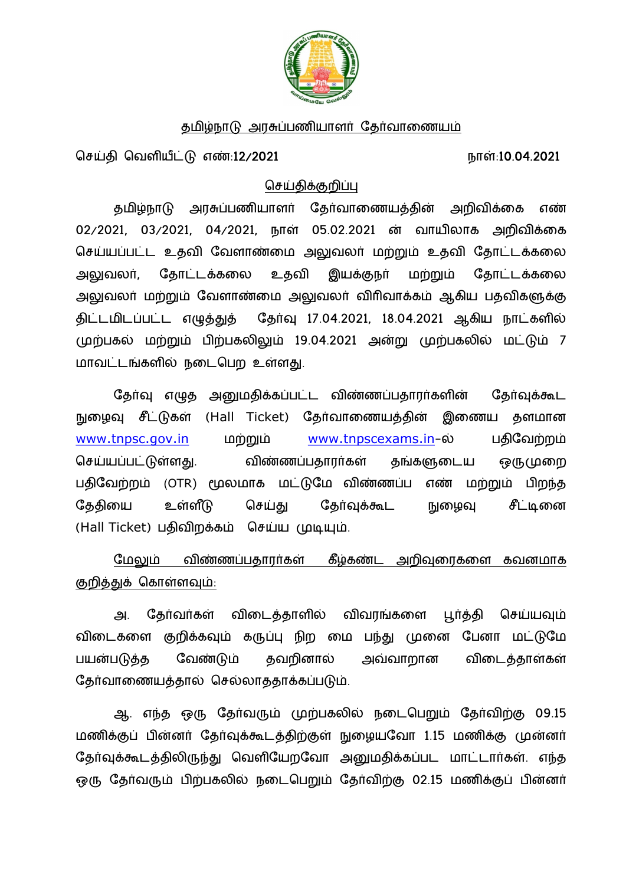# தமிழ்நாடு அரசுப்பணியாளர் தேர்வாணையம்

செய்தி வெளியீட்டு எண்:**12/2021** நாள்:**10.04.2021**

## செய்திக்குறிப்பு

தமிழ்நாடு அரசுப்பணியாளர் தேர்வாணையத்தின் அறிவிக்கை எண் 02/2021, 03/2021, 04/2021, நாள் 05.02.2021 ன் வாயிலாக அறிவிக்கை செய்யப்பட்ட உதவி வேளாண்மை அலுவலர் மற்றும் உதவி தோட்டக்கலை அலுவலர், தோட்டக்கலை உதவி இயக்குநர் மற்றும் தோட்டக்கலை அலுவலர் மற்றும் வேளாண்மை அலுவலர் விரிவாக்கம் ஆகிய பதவிகளுக்கு திட்டமிடப்பட்ட எழுத்துத் தேர்வு 17.04.2021, 18.04.2021 ஆகிய நாட்களில் முற்பகல் மற்றும் பிற்பகலிலும் 19.04.2021 அன்று முற்பகலில் மட்டும் 7 மாவட்டங்களில் நடைபெற உள்ளது.

தேர்வு எழுத அனுமதிக்கப்பட்ட விண்ணப்பதாரர்களின் தேர்வுக்கூட நுழைவு சீட்டுகள் (Hall Ticket) தேர்வாணையத்தின் இணைய தளமான www.tnpsc.gov.in மற்றும் www.tnpscexams.in-ல் பதிவேற்றம் செய்யப்பட்டுள்ளது. விண்ணப்பதாரர்கள் தங்களுடைய ஒருமுறை பதிவேற்றம் (OTR) மூலமாக மட்டுமே விண்ணப்ப எண் மற்றும் பிறந்த தேதியை உள்ளீடு செய்து தேர்வுக்கூட நுழைவு சீட்டினை (Hall Ticket) பதிவிறக்கம் செய்ய முடியும்.

மேலும் விண்ணப்பதாரர்கள் கீழ்கண்ட அறிவுரைகளை கவனமாக குறித்துக் கொள்ளவும்:

அ. தேர்வர்கள் விடைத்தாளில் விவரங்களை பூர்த்தி செய்யவும் விடைகளை குறிக்கவும் கருப்பு நிற மை பந்து முனை பேனா மட்டுமே பயன்படுத்த வேண்டும் தவறினால் அவ்வாறான விடைத்தாள்கள் தேர்வாணையத்தால் செல்லாததாக்கப்படும்.

ஆ. எந்த ஒரு தேர்வரும் முற்பகலில் நடைபெறும் தேர்விற்கு 09.15 மணிக்குப் பின்னர் தேர்வுக்கூடத்திற்குள் நுழையவோ 1.15 மணிக்கு முன்னர் தேர்வுக்கூடத்திலிருந்து வெளியேறவோ அனுமதிக்கப்பட மாட்டார்கள். எந்த ஒரு தேர்வரும் பிற்பகலில் நடைபெறும் தேர்விற்கு 02.15 மணிக்குப் பின்னர்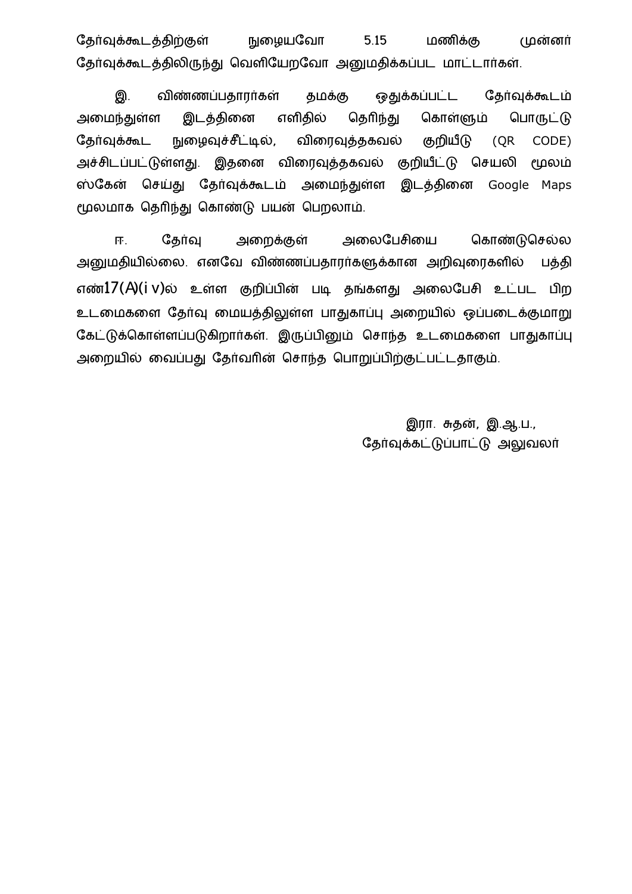தேர்வுக்கூடத்திற்குள் நுழையவோ 5.15 மணிக்கு முன்னர் தேர்வுக்கூடத்திலிருந்து வெளியேறவோ அனுமதிக்கப்பட மாட்டார்கள்.

இ. விண்ணப்பதாரர்கள் தமக்கு ஒதுக்கப்பட்ட தேர்வுக்கூடம் அமைந்துள்ள இடத்தினை எளிதில் தெரிந்து கொள்ளும் பொருட்டு தேர்வுக்கூட நுழைவுச்சீட்டில், விரைவுத்தகவல் குறியீடு (QR CODE) அச்சிடப்பட்டுள்ளது. இதனை விரைவுத்தகவல் குறியீட்டு செயலி மூலம் ஸ்கேன் செய்து தேர்வுக்கூடம் அமைந்துள்ள இடத்தினை Google Maps மூலமாக தெரிந்து கொண்டு பயன் பெறலாம்.

ஈ. தேர்வு அறைக்குள் அலைபேசியை கொண்டுசெல்ல அனுமதியில்லை. எனவே விண்ணப்பதாரர்களுக்கான அறிவுரைகளில் பத்தி எண்17(A)(i v)ல் உள்ள குறிப்பின் படி தங்களது அலைபேசி உட்பட பிற உடமைகளை தேர்வு மையத்திலுள்ள பாதுகாப்பு அறையில் ஒப்படைக்குமாறு கேட்டுக்கொள்ளப்படுகிறார்கள். இருப்பினும் சொந்த உடமைகளை பாதுகாப்பு அறையில் வைப்பது தேர்வரின் சொந்த பொறுப்பிற்குட்பட்டதாகும்.

இரா. சுதன், இ.ஆ.ப.,
தேர்வுக்கட்டுப்பாட்டு அலுவலர்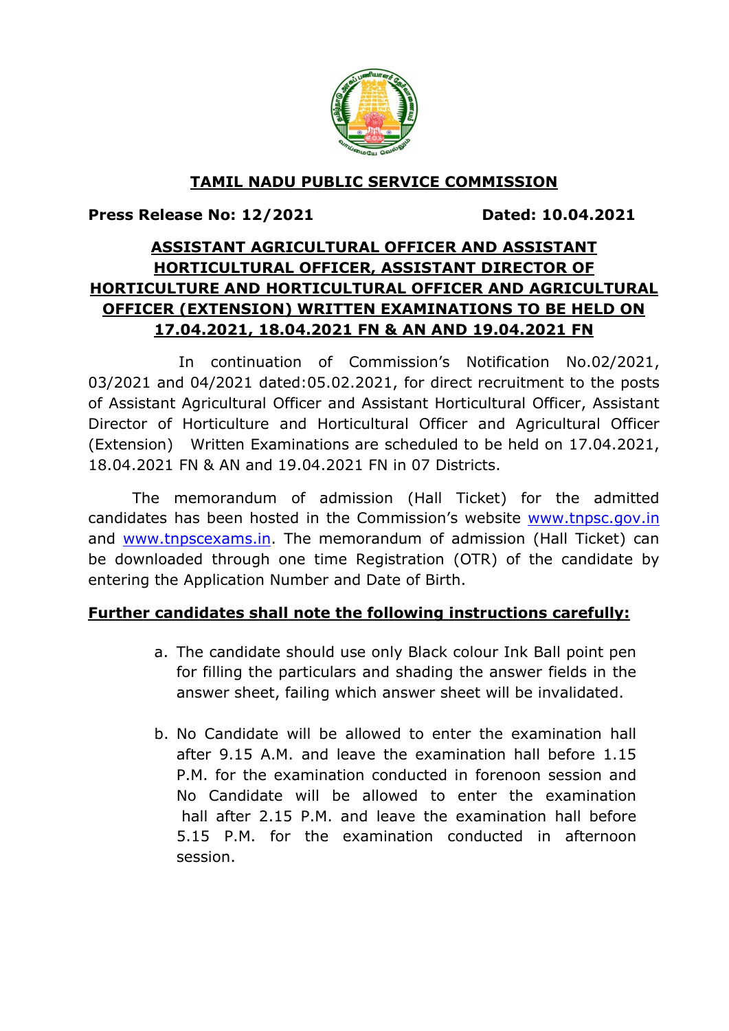## TAMIL NADU PUBLIC SERVICE COMMISSION

**Press Release No: 12/2021** **Dated: 10.04.2021**

### ASSISTANT AGRICULTURAL OFFICER AND ASSISTANT HORTICULTURAL OFFICER, ASSISTANT DIRECTOR OF HORTICULTURE AND HORTICULTURAL OFFICER AND AGRICULTURAL OFFICER (EXTENSION) WRITTEN EXAMINATIONS TO BE HELD ON 17.04.2021, 18.04.2021 FN & AN AND 19.04.2021 FN

In continuation of Commission's Notification No.02/2021, 03/2021 and 04/2021 dated:05.02.2021, for direct recruitment to the posts of Assistant Agricultural Officer and Assistant Horticultural Officer, Assistant Director of Horticulture and Horticultural Officer and Agricultural Officer (Extension) Written Examinations are scheduled to be held on 17.04.2021, 18.04.2021 FN & AN and 19.04.2021 FN in 07 Districts.

The memorandum of admission (Hall Ticket) for the admitted candidates has been hosted in the Commission's website www.tnpsc.gov.in and www.tnpscexams.in. The memorandum of admission (Hall Ticket) can be downloaded through one time Registration (OTR) of the candidate by entering the Application Number and Date of Birth.

**Further candidates shall note the following instructions carefully:**

a. The candidate should use only Black colour Ink Ball point pen for filling the particulars and shading the answer fields in the answer sheet, failing which answer sheet will be invalidated.

b. No Candidate will be allowed to enter the examination hall after 9.15 A.M. and leave the examination hall before 1.15 P.M. for the examination conducted in forenoon session and No Candidate will be allowed to enter the examination hall after 2.15 P.M. and leave the examination hall before 5.15 P.M. for the examination conducted in afternoon session.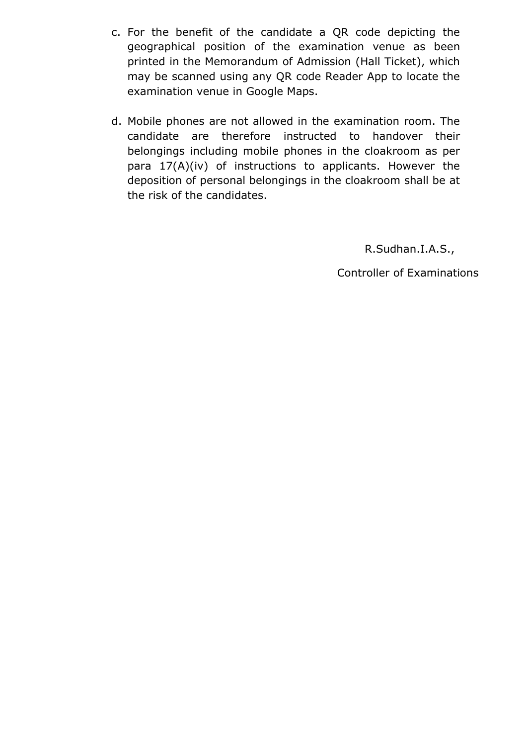c. For the benefit of the candidate a QR code depicting the geographical position of the examination venue as been printed in the Memorandum of Admission (Hall Ticket), which may be scanned using any QR code Reader App to locate the examination venue in Google Maps.

d. Mobile phones are not allowed in the examination room. The candidate are therefore instructed to handover their belongings including mobile phones in the cloakroom as per para 17(A)(iv) of instructions to applicants. However the deposition of personal belongings in the cloakroom shall be at the risk of the candidates.

R.Sudhan.I.A.S.,

Controller of Examinations